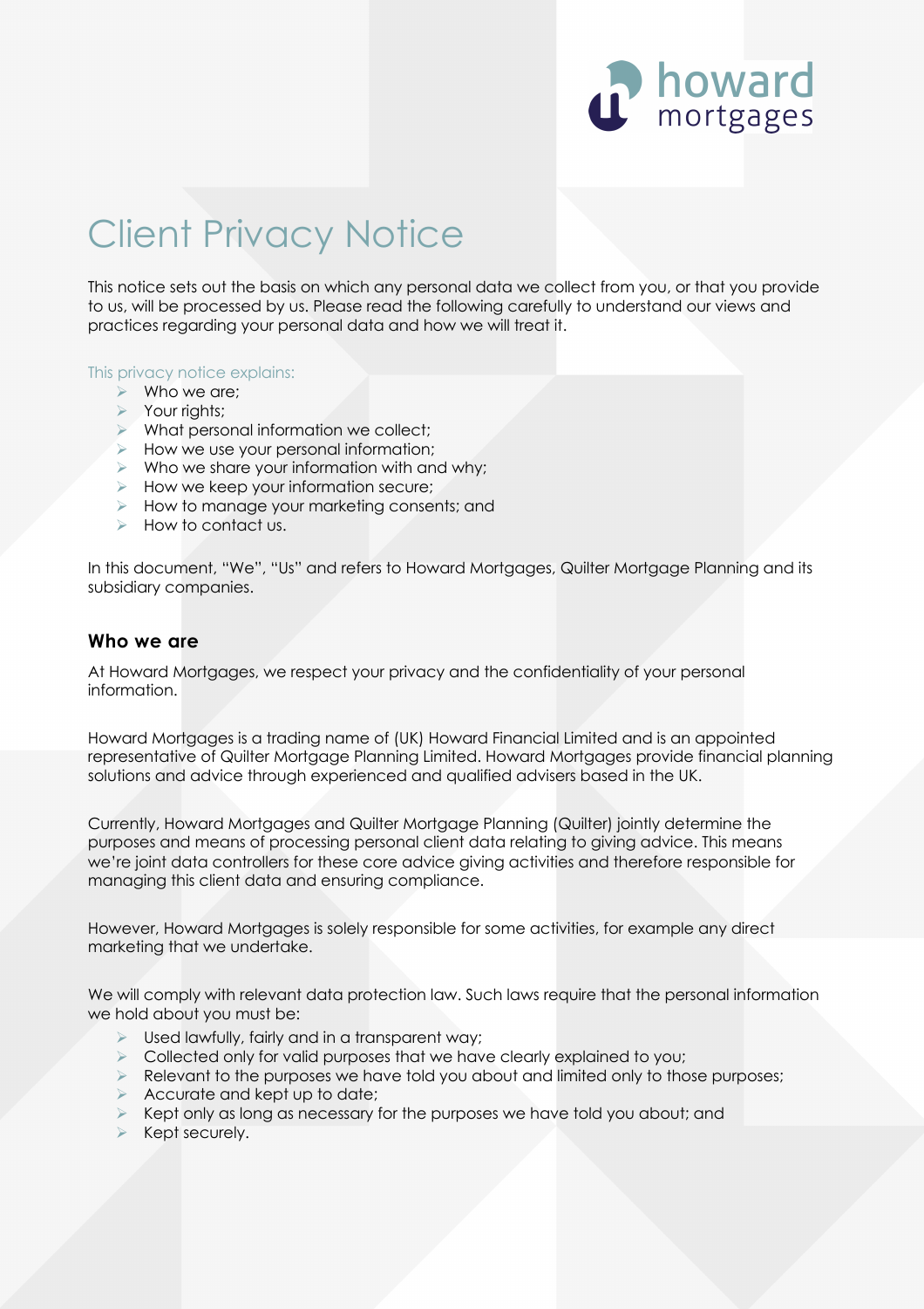# Client Privacy Notice

This notice sets out the basis on which any personal data we collect from you, or that you provide to us, will be processed by us. Please read the following carefully to understand our views and practices regarding your personal data and how we will treat it.

This privacy notice explains:

- Who we are;
- Your rights;
- What personal information we collect;
- How we use your personal information;
- Who we share your information with and why;
- How we keep your information secure;
- How to manage your marketing consents; and
- How to contact us.

In this document, "We", "Us" and refers to Howard Mortgages, Quilter Mortgage Planning and its subsidiary companies.

## Who we are

At Howard Mortgages, we respect your privacy and the confidentiality of your personal information.

Howard Mortgages is a trading name of (UK) Howard Financial Limited and is an appointed representative of Quilter Mortgage Planning Limited. Howard Mortgages provide financial planning solutions and advice through experienced and qualified advisers based in the UK.

Currently, Howard Mortgages and Quilter Mortgage Planning (Quilter) jointly determine the purposes and means of processing personal client data relating to giving advice. This means we're joint data controllers for these core advice giving activities and therefore responsible for managing this client data and ensuring compliance.

However, Howard Mortgages is solely responsible for some activities, for example any direct marketing that we undertake.

We will comply with relevant data protection law. Such laws require that the personal information we hold about you must be:

- Used lawfully, fairly and in a transparent way;
- Collected only for valid purposes that we have clearly explained to you;
- Relevant to the purposes we have told you about and limited only to those purposes;
- Accurate and kept up to date;
- Kept only as long as necessary for the purposes we have told you about; and
- Kept securely.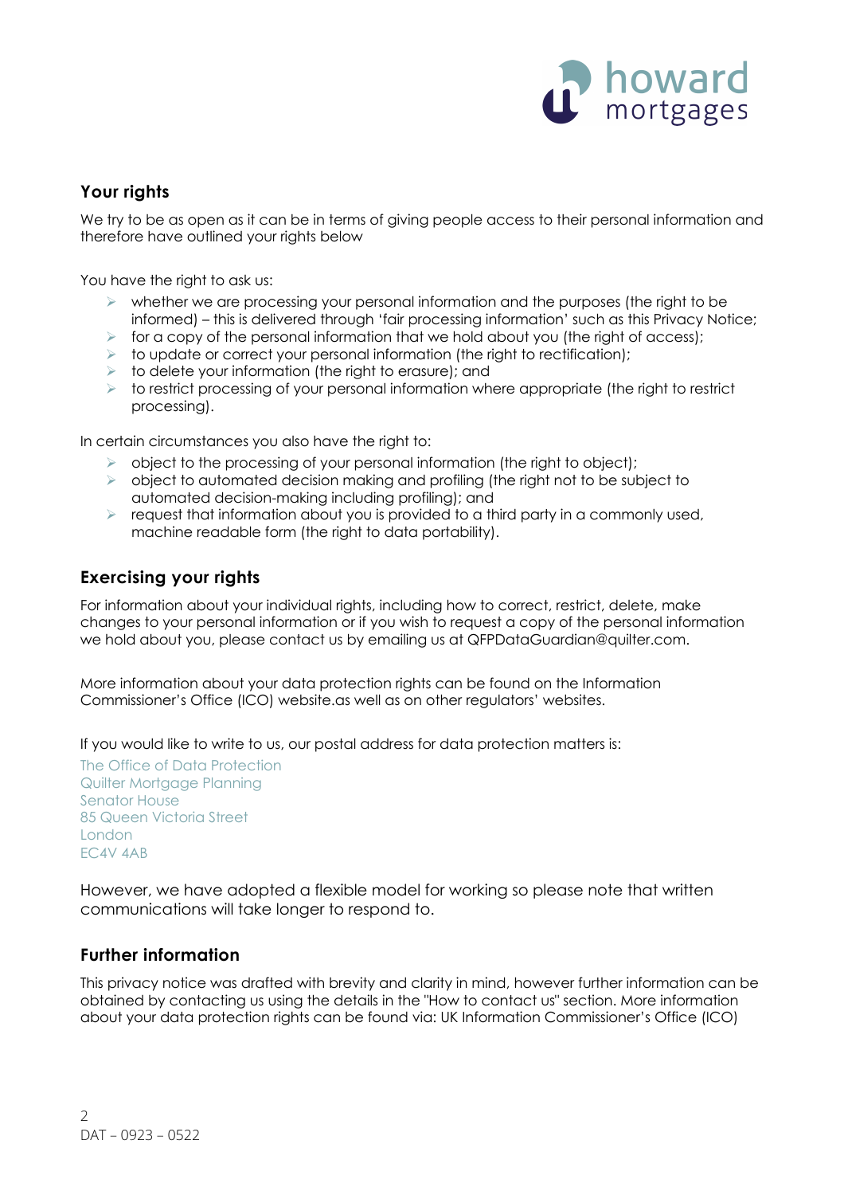## Your rights

We try to be as open as it can be in terms of giving people access to their personal information and therefore have outlined your rights below

You have the right to ask us:

- whether we are processing your personal information and the purposes (the right to be informed) – this is delivered through 'fair processing information' such as this Privacy Notice;
- for a copy of the personal information that we hold about you (the right of access);
- to update or correct your personal information (the right to rectification);
- to delete your information (the right to erasure); and
- to restrict processing of your personal information where appropriate (the right to restrict processing).

In certain circumstances you also have the right to:

- object to the processing of your personal information (the right to object);
- object to automated decision making and profiling (the right not to be subject to automated decision-making including profiling); and
- request that information about you is provided to a third party in a commonly used, machine readable form (the right to data portability).

## Exercising your rights

For information about your individual rights, including how to correct, restrict, delete, make changes to your personal information or if you wish to request a copy of the personal information we hold about you, please contact us by emailing us at QFPDataGuardian@quilter.com.

More information about your data protection rights can be found on the Information Commissioner's Office (ICO) website.as well as on other regulators' websites.

If you would like to write to us, our postal address for data protection matters is:

The Office of Data Protection
Quilter Mortgage Planning
Senator House
85 Queen Victoria Street
London
EC4V 4AB

However, we have adopted a flexible model for working so please note that written communications will take longer to respond to.

## Further information

This privacy notice was drafted with brevity and clarity in mind, however further information can be obtained by contacting us using the details in the "How to contact us" section. More information about your data protection rights can be found via: UK Information Commissioner's Office (ICO)

DAT – 0923 – 0522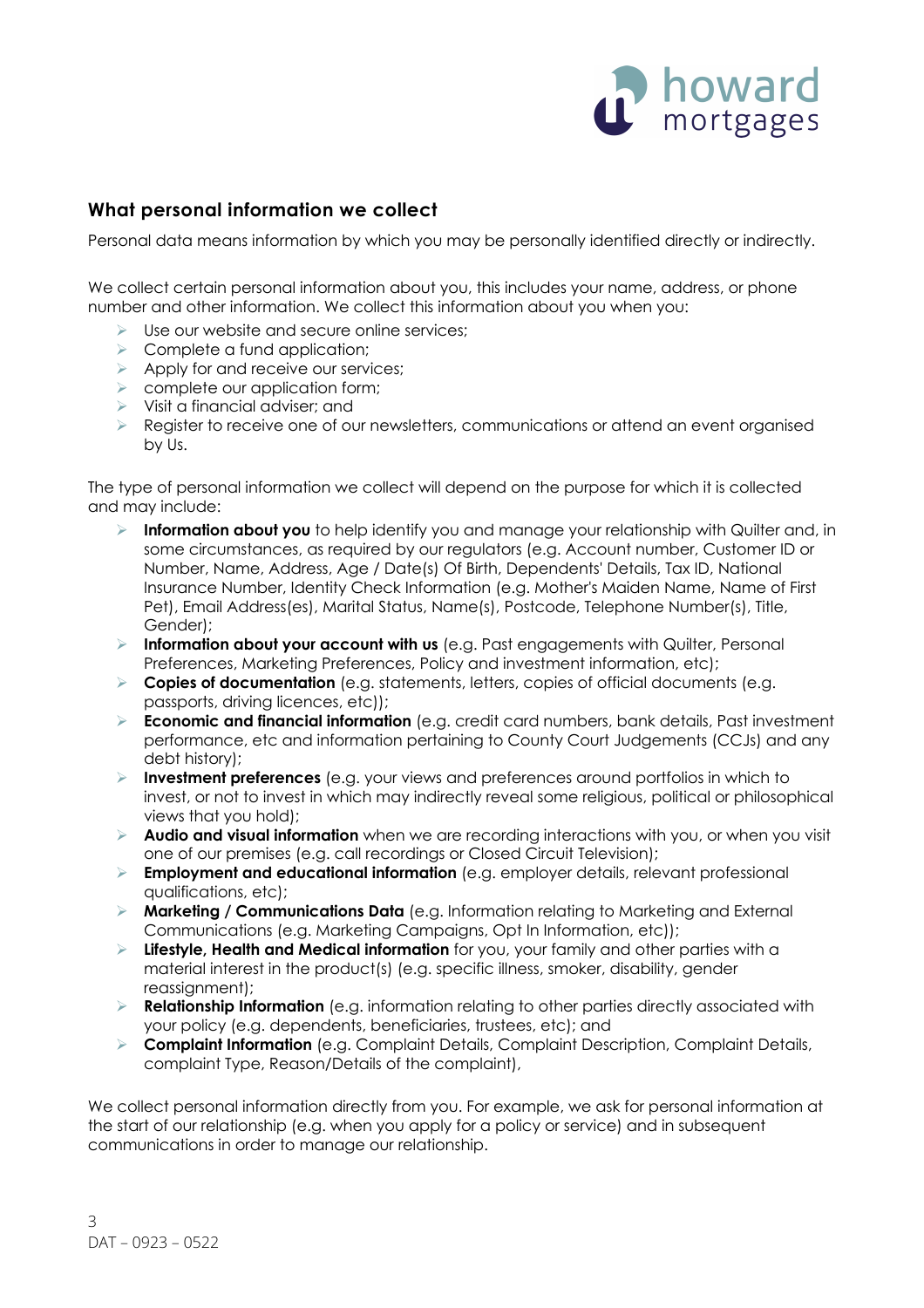## What personal information we collect

Personal data means information by which you may be personally identified directly or indirectly.

We collect certain personal information about you, this includes your name, address, or phone number and other information. We collect this information about you when you:

- Use our website and secure online services;
- Complete a fund application;
- Apply for and receive our services;
- complete our application form;
- Visit a financial adviser; and
- Register to receive one of our newsletters, communications or attend an event organised by Us.

The type of personal information we collect will depend on the purpose for which it is collected and may include:

- **Information about you** to help identify you and manage your relationship with Quilter and, in some circumstances, as required by our regulators (e.g. Account number, Customer ID or Number, Name, Address, Age / Date(s) Of Birth, Dependents' Details, Tax ID, National Insurance Number, Identity Check Information (e.g. Mother's Maiden Name, Name of First Pet), Email Address(es), Marital Status, Name(s), Postcode, Telephone Number(s), Title, Gender);
- **Information about your account with us** (e.g. Past engagements with Quilter, Personal Preferences, Marketing Preferences, Policy and investment information, etc);
- **Copies of documentation** (e.g. statements, letters, copies of official documents (e.g. passports, driving licences, etc));
- **Economic and financial information** (e.g. credit card numbers, bank details, Past investment performance, etc and information pertaining to County Court Judgements (CCJs) and any debt history);
- **Investment preferences** (e.g. your views and preferences around portfolios in which to invest, or not to invest in which may indirectly reveal some religious, political or philosophical views that you hold);
- **Audio and visual information** when we are recording interactions with you, or when you visit one of our premises (e.g. call recordings or Closed Circuit Television);
- **Employment and educational information** (e.g. employer details, relevant professional qualifications, etc);
- **Marketing / Communications Data** (e.g. Information relating to Marketing and External Communications (e.g. Marketing Campaigns, Opt In Information, etc));
- **Lifestyle, Health and Medical information** for you, your family and other parties with a material interest in the product(s) (e.g. specific illness, smoker, disability, gender reassignment);
- **Relationship Information** (e.g. information relating to other parties directly associated with your policy (e.g. dependents, beneficiaries, trustees, etc); and
- **Complaint Information** (e.g. Complaint Details, Complaint Description, Complaint Details, complaint Type, Reason/Details of the complaint),

We collect personal information directly from you. For example, we ask for personal information at the start of our relationship (e.g. when you apply for a policy or service) and in subsequent communications in order to manage our relationship.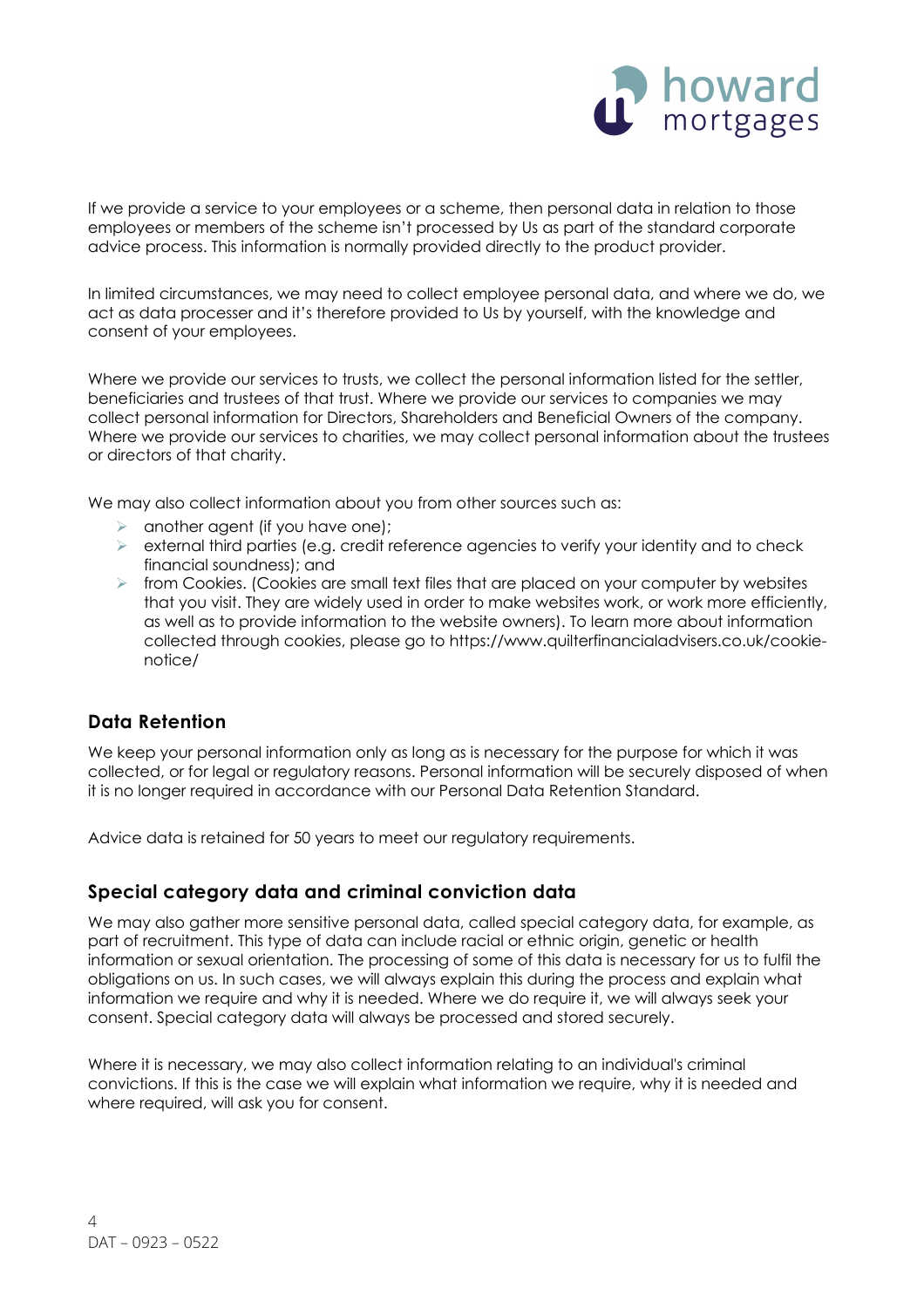If we provide a service to your employees or a scheme, then personal data in relation to those employees or members of the scheme isn't processed by Us as part of the standard corporate advice process. This information is normally provided directly to the product provider.

In limited circumstances, we may need to collect employee personal data, and where we do, we act as data processer and it's therefore provided to Us by yourself, with the knowledge and consent of your employees.

Where we provide our services to trusts, we collect the personal information listed for the settler, beneficiaries and trustees of that trust. Where we provide our services to companies we may collect personal information for Directors, Shareholders and Beneficial Owners of the company. Where we provide our services to charities, we may collect personal information about the trustees or directors of that charity.

We may also collect information about you from other sources such as:

- another agent (if you have one);
- external third parties (e.g. credit reference agencies to verify your identity and to check financial soundness); and
- from Cookies. (Cookies are small text files that are placed on your computer by websites that you visit. They are widely used in order to make websites work, or work more efficiently, as well as to provide information to the website owners). To learn more about information collected through cookies, please go to https://www.quilterfinancialadvisers.co.uk/cookie-notice/

## Data Retention

We keep your personal information only as long as is necessary for the purpose for which it was collected, or for legal or regulatory reasons. Personal information will be securely disposed of when it is no longer required in accordance with our Personal Data Retention Standard.

Advice data is retained for 50 years to meet our regulatory requirements.

## Special category data and criminal conviction data

We may also gather more sensitive personal data, called special category data, for example, as part of recruitment. This type of data can include racial or ethnic origin, genetic or health information or sexual orientation. The processing of some of this data is necessary for us to fulfil the obligations on us. In such cases, we will always explain this during the process and explain what information we require and why it is needed. Where we do require it, we will always seek your consent. Special category data will always be processed and stored securely.

Where it is necessary, we may also collect information relating to an individual's criminal convictions. If this is the case we will explain what information we require, why it is needed and where required, will ask you for consent.

DAT – 0923 – 0522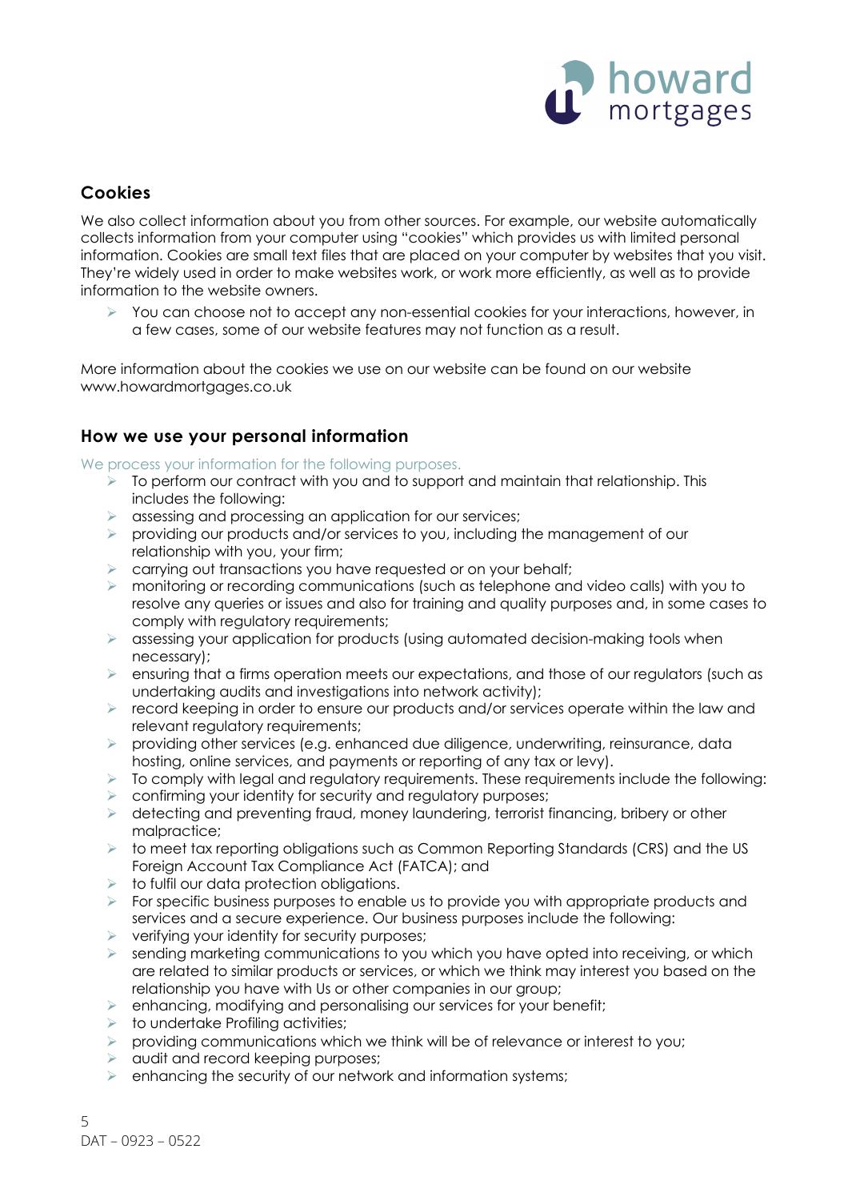## Cookies

We also collect information about you from other sources. For example, our website automatically collects information from your computer using "cookies" which provides us with limited personal information. Cookies are small text files that are placed on your computer by websites that you visit. They're widely used in order to make websites work, or work more efficiently, as well as to provide information to the website owners.

- You can choose not to accept any non-essential cookies for your interactions, however, in a few cases, some of our website features may not function as a result.

More information about the cookies we use on our website can be found on our website www.howardmortgages.co.uk

## How we use your personal information

We process your information for the following purposes.

- To perform our contract with you and to support and maintain that relationship. This includes the following:
- assessing and processing an application for our services;
- providing our products and/or services to you, including the management of our relationship with you, your firm;
- carrying out transactions you have requested or on your behalf;
- monitoring or recording communications (such as telephone and video calls) with you to resolve any queries or issues and also for training and quality purposes and, in some cases to comply with regulatory requirements;
- assessing your application for products (using automated decision-making tools when necessary);
- ensuring that a firms operation meets our expectations, and those of our regulators (such as undertaking audits and investigations into network activity);
- record keeping in order to ensure our products and/or services operate within the law and relevant regulatory requirements;
- providing other services (e.g. enhanced due diligence, underwriting, reinsurance, data hosting, online services, and payments or reporting of any tax or levy).
- To comply with legal and regulatory requirements. These requirements include the following:
- confirming your identity for security and regulatory purposes;
- detecting and preventing fraud, money laundering, terrorist financing, bribery or other malpractice;
- to meet tax reporting obligations such as Common Reporting Standards (CRS) and the US Foreign Account Tax Compliance Act (FATCA); and
- to fulfil our data protection obligations.
- For specific business purposes to enable us to provide you with appropriate products and services and a secure experience. Our business purposes include the following:
- verifying your identity for security purposes;
- sending marketing communications to you which you have opted into receiving, or which are related to similar products or services, or which we think may interest you based on the relationship you have with Us or other companies in our group;
- enhancing, modifying and personalising our services for your benefit;
- to undertake Profiling activities;
- providing communications which we think will be of relevance or interest to you;
- audit and record keeping purposes;
- enhancing the security of our network and information systems;

DAT – 0923 – 0522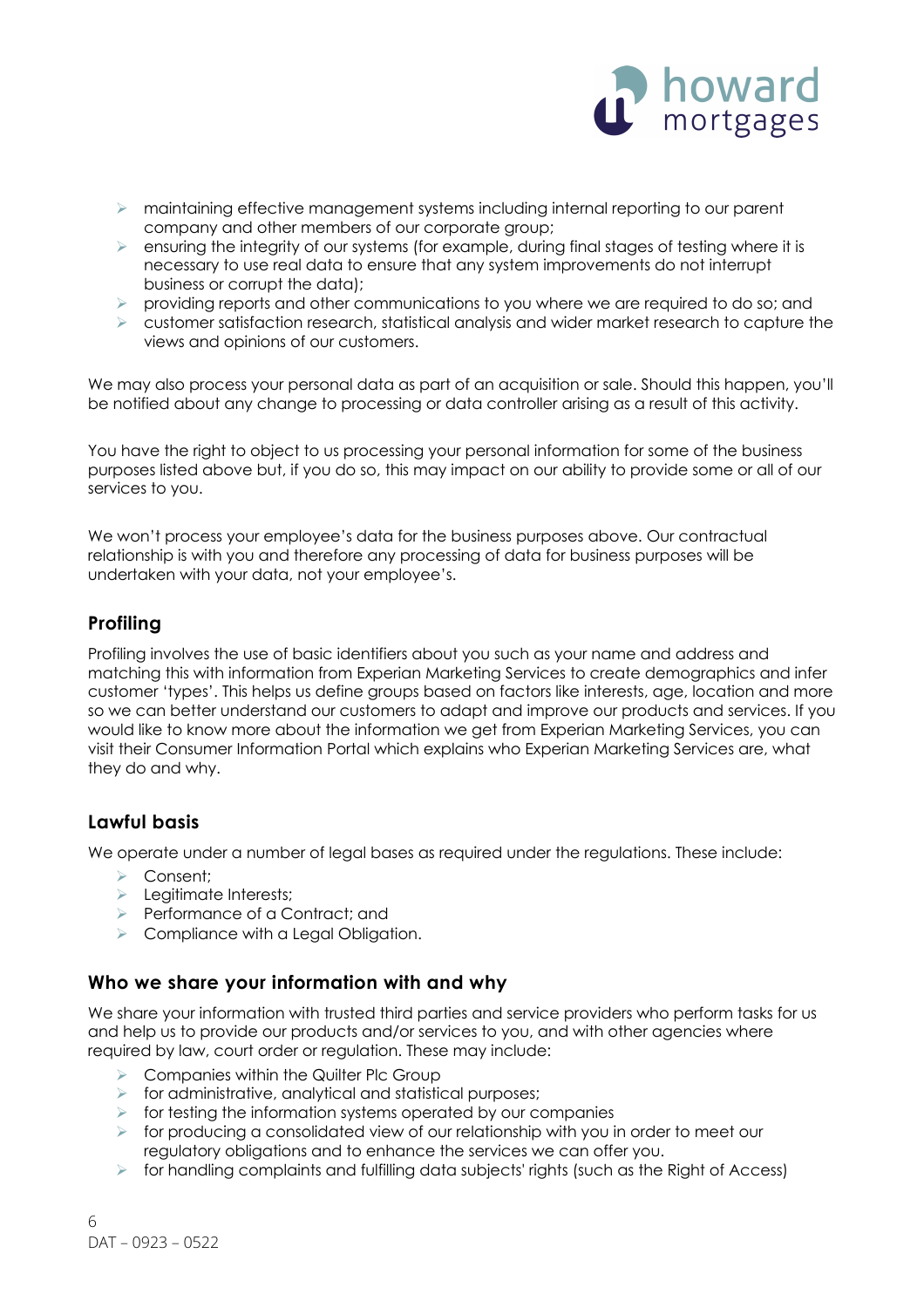- maintaining effective management systems including internal reporting to our parent company and other members of our corporate group;
- ensuring the integrity of our systems (for example, during final stages of testing where it is necessary to use real data to ensure that any system improvements do not interrupt business or corrupt the data);
- providing reports and other communications to you where we are required to do so; and
- customer satisfaction research, statistical analysis and wider market research to capture the views and opinions of our customers.

We may also process your personal data as part of an acquisition or sale. Should this happen, you'll be notified about any change to processing or data controller arising as a result of this activity.

You have the right to object to us processing your personal information for some of the business purposes listed above but, if you do so, this may impact on our ability to provide some or all of our services to you.

We won't process your employee's data for the business purposes above. Our contractual relationship is with you and therefore any processing of data for business purposes will be undertaken with your data, not your employee's.

## Profiling

Profiling involves the use of basic identifiers about you such as your name and address and matching this with information from Experian Marketing Services to create demographics and infer customer 'types'. This helps us define groups based on factors like interests, age, location and more so we can better understand our customers to adapt and improve our products and services. If you would like to know more about the information we get from Experian Marketing Services, you can visit their Consumer Information Portal which explains who Experian Marketing Services are, what they do and why.

## Lawful basis

We operate under a number of legal bases as required under the regulations. These include:

- Consent;
- Legitimate Interests;
- Performance of a Contract; and
- Compliance with a Legal Obligation.

## Who we share your information with and why

We share your information with trusted third parties and service providers who perform tasks for us and help us to provide our products and/or services to you, and with other agencies where required by law, court order or regulation. These may include:

- Companies within the Quilter Plc Group
- for administrative, analytical and statistical purposes;
- for testing the information systems operated by our companies
- for producing a consolidated view of our relationship with you in order to meet our regulatory obligations and to enhance the services we can offer you.
- for handling complaints and fulfilling data subjects' rights (such as the Right of Access)

DAT – 0923 – 0522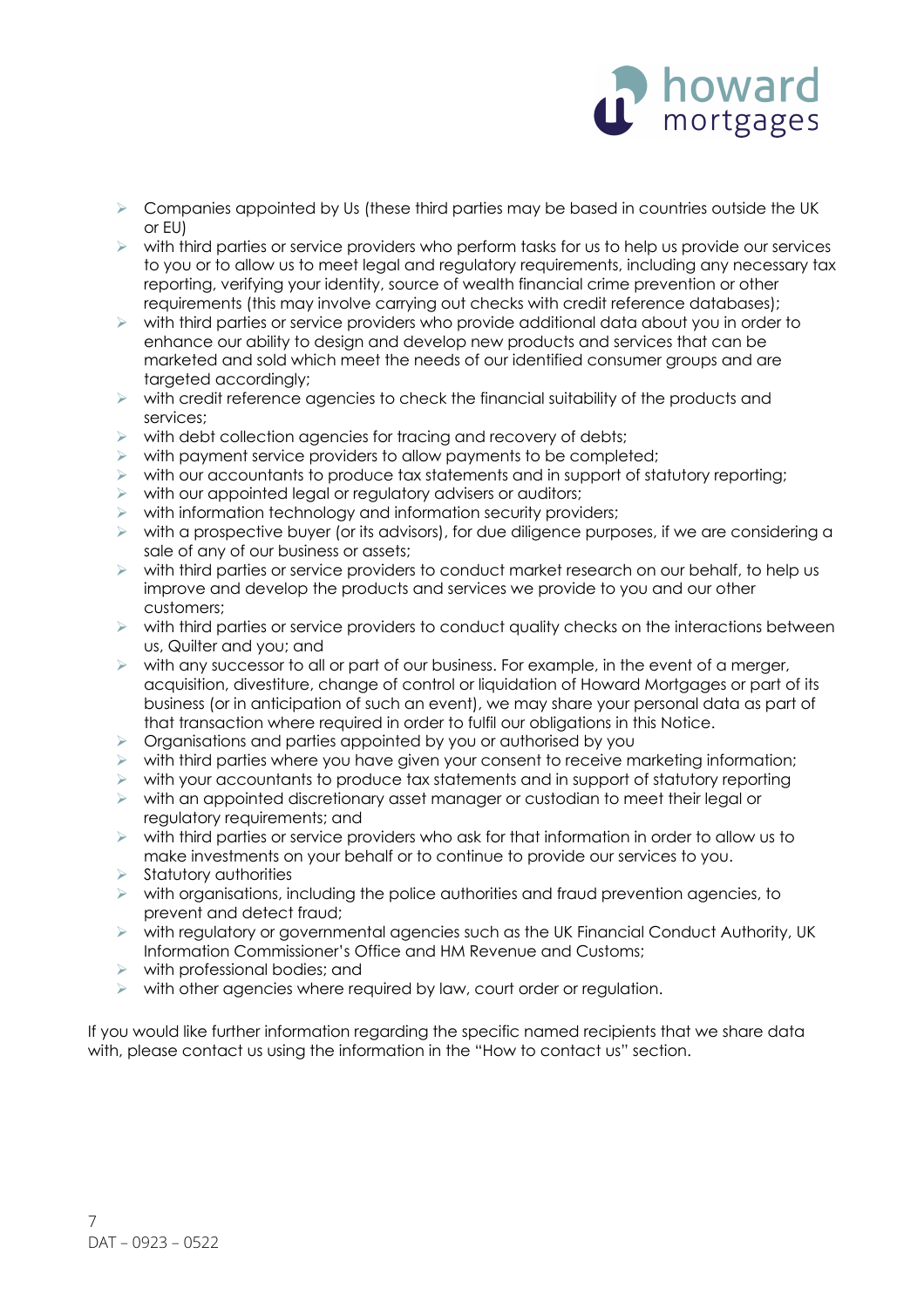- Companies appointed by Us (these third parties may be based in countries outside the UK or EU)
- with third parties or service providers who perform tasks for us to help us provide our services to you or to allow us to meet legal and regulatory requirements, including any necessary tax reporting, verifying your identity, source of wealth financial crime prevention or other requirements (this may involve carrying out checks with credit reference databases);
- with third parties or service providers who provide additional data about you in order to enhance our ability to design and develop new products and services that can be marketed and sold which meet the needs of our identified consumer groups and are targeted accordingly;
- with credit reference agencies to check the financial suitability of the products and services;
- with debt collection agencies for tracing and recovery of debts;
- with payment service providers to allow payments to be completed;
- with our accountants to produce tax statements and in support of statutory reporting;
- with our appointed legal or regulatory advisers or auditors;
- with information technology and information security providers;
- with a prospective buyer (or its advisors), for due diligence purposes, if we are considering a sale of any of our business or assets;
- with third parties or service providers to conduct market research on our behalf, to help us improve and develop the products and services we provide to you and our other customers;
- with third parties or service providers to conduct quality checks on the interactions between us, Quilter and you; and
- with any successor to all or part of our business. For example, in the event of a merger, acquisition, divestiture, change of control or liquidation of Howard Mortgages or part of its business (or in anticipation of such an event), we may share your personal data as part of that transaction where required in order to fulfil our obligations in this Notice.
- Organisations and parties appointed by you or authorised by you
- with third parties where you have given your consent to receive marketing information;
- with your accountants to produce tax statements and in support of statutory reporting
- with an appointed discretionary asset manager or custodian to meet their legal or regulatory requirements; and
- with third parties or service providers who ask for that information in order to allow us to make investments on your behalf or to continue to provide our services to you.
- Statutory authorities
- with organisations, including the police authorities and fraud prevention agencies, to prevent and detect fraud;
- with regulatory or governmental agencies such as the UK Financial Conduct Authority, UK Information Commissioner's Office and HM Revenue and Customs;
- with professional bodies; and
- with other agencies where required by law, court order or regulation.

If you would like further information regarding the specific named recipients that we share data with, please contact us using the information in the "How to contact us" section.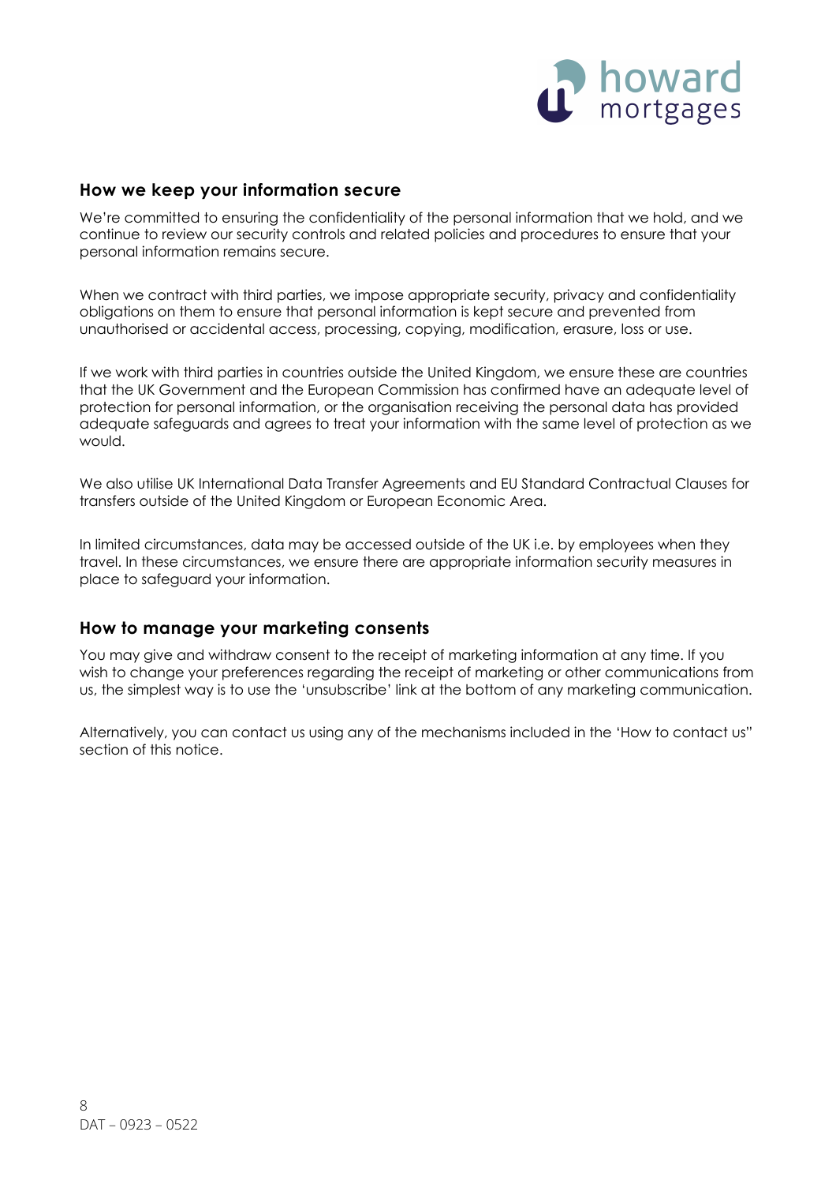## How we keep your information secure

We're committed to ensuring the confidentiality of the personal information that we hold, and we continue to review our security controls and related policies and procedures to ensure that your personal information remains secure.

When we contract with third parties, we impose appropriate security, privacy and confidentiality obligations on them to ensure that personal information is kept secure and prevented from unauthorised or accidental access, processing, copying, modification, erasure, loss or use.

If we work with third parties in countries outside the United Kingdom, we ensure these are countries that the UK Government and the European Commission has confirmed have an adequate level of protection for personal information, or the organisation receiving the personal data has provided adequate safeguards and agrees to treat your information with the same level of protection as we would.

We also utilise UK International Data Transfer Agreements and EU Standard Contractual Clauses for transfers outside of the United Kingdom or European Economic Area.

In limited circumstances, data may be accessed outside of the UK i.e. by employees when they travel. In these circumstances, we ensure there are appropriate information security measures in place to safeguard your information.

## How to manage your marketing consents

You may give and withdraw consent to the receipt of marketing information at any time. If you wish to change your preferences regarding the receipt of marketing or other communications from us, the simplest way is to use the 'unsubscribe' link at the bottom of any marketing communication.

Alternatively, you can contact us using any of the mechanisms included in the 'How to contact us" section of this notice.

DAT – 0923 – 0522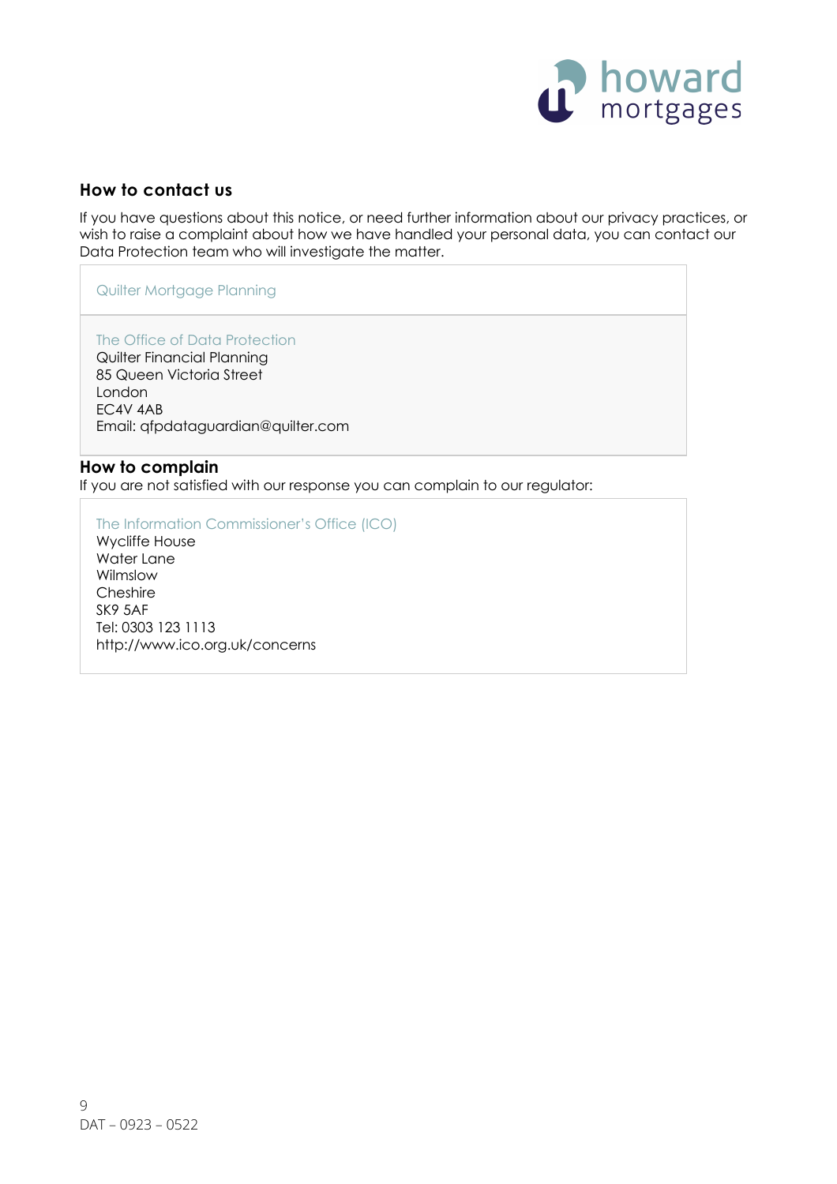## How to contact us

If you have questions about this notice, or need further information about our privacy practices, or wish to raise a complaint about how we have handled your personal data, you can contact our Data Protection team who will investigate the matter.

Quilter Mortgage Planning

The Office of Data Protection
Quilter Financial Planning
85 Queen Victoria Street
London
EC4V 4AB
Email: qfpdataguardian@quilter.com

## How to complain

If you are not satisfied with our response you can complain to our regulator:

The Information Commissioner's Office (ICO)
Wycliffe House
Water Lane
Wilmslow
Cheshire
SK9 5AF
Tel: 0303 123 1113
http://www.ico.org.uk/concerns

DAT – 0923 – 0522